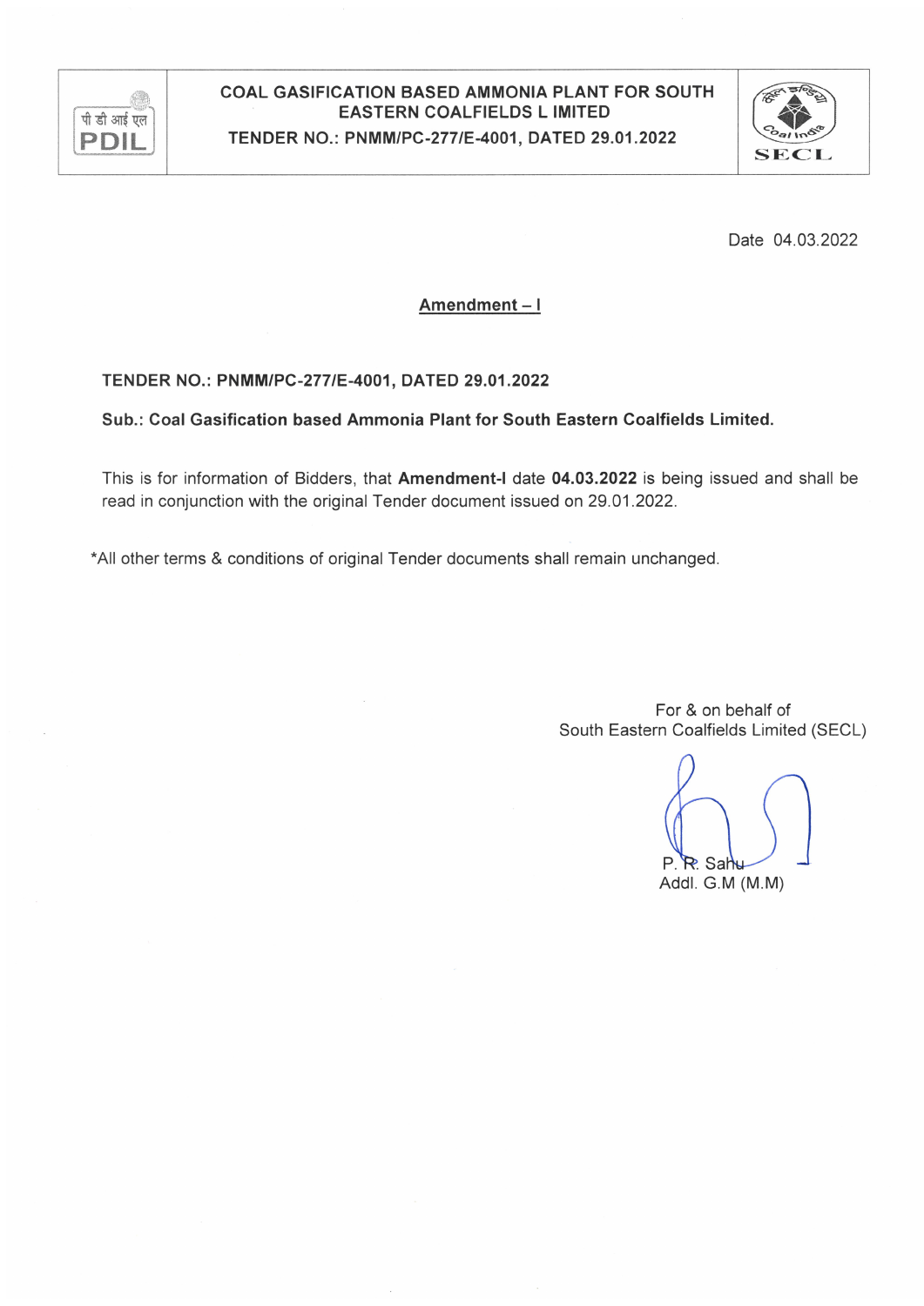| पी डी आई एल PDIL | COAL GASIFICATION BASED AMMONIA PLANT FOR SOUTH EASTERN COALFIELDS L IMITED<br>TENDER NO.: PNMM/PC-277/E-4001, DATED 29.01.2022 | SECL |
|---|---|---|

Date 04.03.2022

## Amendment – I

**TENDER NO.: PNMM/PC-277/E-4001, DATED 29.01.2022**

**Sub.: Coal Gasification based Ammonia Plant for South Eastern Coalfields Limited.**

This is for information of Bidders, that **Amendment-I** date **04.03.2022** is being issued and shall be read in conjunction with the original Tender document issued on 29.01.2022.

*All other terms & conditions of original Tender documents shall remain unchanged.

For & on behalf of
South Eastern Coalfields Limited (SECL)

P. R. Sahu
Addl. G.M (M.M)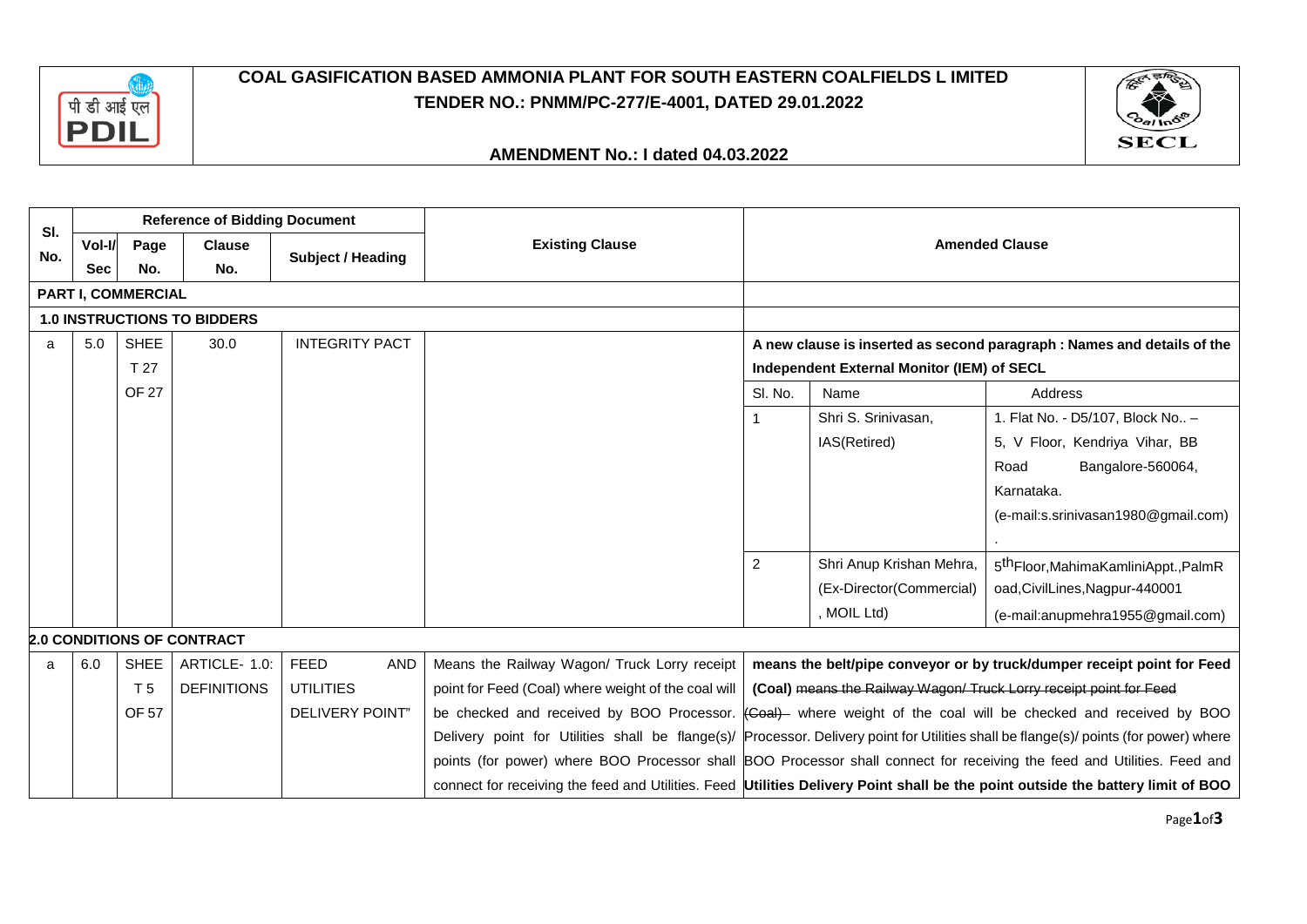# COAL GASIFICATION BASED AMMONIA PLANT FOR SOUTH EASTERN COALFIELDS L IMITED

## TENDER NO.: PNMM/PC-277/E-4001, DATED 29.01.2022

### AMENDMENT No.: I dated 04.03.2022

| Sl. No. | Reference of Bidding Document | | | | Existing Clause | Amended Clause |
|---|---|---|---|---|---|---|
| | Vol-I/ Sec | Page No. | Clause No. | Subject / Heading | | |
| **PART I, COMMERCIAL** | | | | | | |
| **1.0 INSTRUCTIONS TO BIDDERS** | | | | | | |
| a | 5.0 | SHEET 27 OF 27 | 30.0 | INTEGRITY PACT | | **A new clause is inserted as second paragraph : Names and details of the Independent External Monitor (IEM) of SECL**<br>Sl. No. 1 – Name: Shri S. Srinivasan, IAS(Retired) – Address: 1. Flat No. - D5/107, Block No.. – 5, V Floor, Kendriya Vihar, BB Road Bangalore-560064, Karnataka. (e-mail:s.srinivasan1980@gmail.com) .<br>Sl. No. 2 – Name: Shri Anup Krishan Mehra, (Ex-Director(Commercial), MOIL Ltd) – Address: 5th Floor,MahimaKamliniAppt.,PalmRoad,CivilLines,Nagpur-440001 (e-mail:anupmehra1955@gmail.com) |
| **2.0 CONDITIONS OF CONTRACT** | | | | | | |
| a | 6.0 | SHEET 5 OF 57 | ARTICLE- 1.0: DEFINITIONS | FEED AND UTILITIES DELIVERY POINT" | Means the Railway Wagon/ Truck Lorry receipt point for Feed (Coal) where weight of the coal will be checked and received by BOO Processor. Delivery point for Utilities shall be flange(s)/ points (for power) where BOO Processor shall connect for receiving the feed and Utilities. Feed | **means the belt/pipe conveyor or by truck/dumper receipt point for Feed (Coal)** ~~means the Railway Wagon/ Truck Lorry receipt point for Feed (Coal)~~ where weight of the coal will be checked and received by BOO Processor. Delivery point for Utilities shall be flange(s)/ points (for power) where BOO Processor shall connect for receiving the feed and Utilities. Feed and **Utilities Delivery Point shall be the point outside the battery limit of BOO** |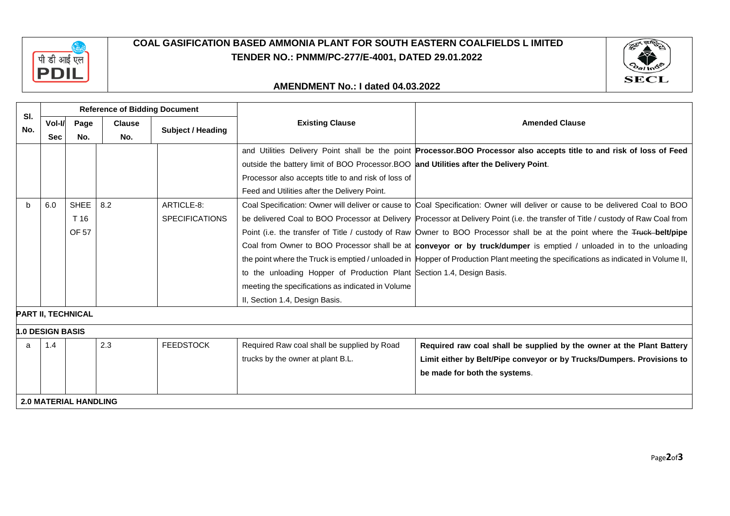# COAL GASIFICATION BASED AMMONIA PLANT FOR SOUTH EASTERN COALFIELDS L IMITED

## TENDER NO.: PNMM/PC-277/E-4001, DATED 29.01.2022

### AMENDMENT No.: I dated 04.03.2022

| Sl. No. | Reference of Bidding Document | | | | Existing Clause | Amended Clause |
|---|---|---|---|---|---|---|
| | Vol-I/ Sec | Page No. | Clause No. | Subject / Heading | | |
| | | | | | and Utilities Delivery Point shall be the point outside the battery limit of BOO Processor.BOO Processor also accepts title to and risk of loss of Feed and Utilities after the Delivery Point. | **Processor.BOO Processor also accepts title to and risk of loss of Feed and Utilities after the Delivery Point**. |
| b | 6.0 | SHEET 16 OF 57 | 8.2 | ARTICLE-8: SPECIFICATIONS | Coal Specification: Owner will deliver or cause to be delivered Coal to BOO Processor at Delivery Point (i.e. the transfer of Title / custody of Raw Coal from Owner to BOO Processor shall be at the point where the Truck is emptied / unloaded in to the unloading Hopper of Production Plant meeting the specifications as indicated in Volume II, Section 1.4, Design Basis. | Coal Specification: Owner will deliver or cause to be delivered Coal to BOO Processor at Delivery Point (i.e. the transfer of Title / custody of Raw Coal from Owner to BOO Processor shall be at the point where the ~~Truck~~ **belt/pipe conveyor or by truck/dumper** is emptied / unloaded in to the unloading Hopper of Production Plant meeting the specifications as indicated in Volume II, Section 1.4, Design Basis. |
| **PART II, TECHNICAL** | | | | | | |
| **1.0 DESIGN BASIS** | | | | | | |
| a | 1.4 | | 2.3 | FEEDSTOCK | Required Raw coal shall be supplied by Road trucks by the owner at plant B.L. | **Required raw coal shall be supplied by the owner at the Plant Battery Limit either by Belt/Pipe conveyor or by Trucks/Dumpers. Provisions to be made for both the systems**. |
| **2.0 MATERIAL HANDLING** | | | | | | |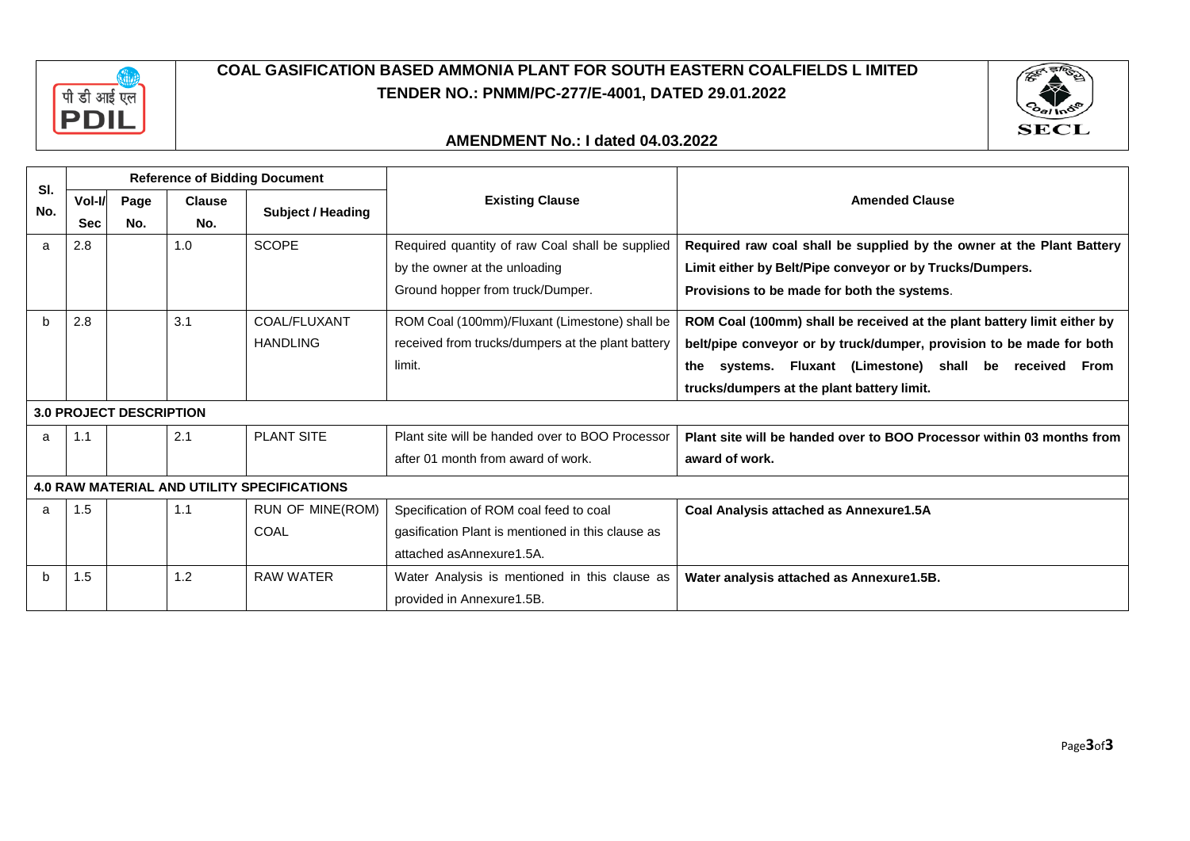**COAL GASIFICATION BASED AMMONIA PLANT FOR SOUTH EASTERN COALFIELDS L IMITED**
**TENDER NO.: PNMM/PC-277/E-4001, DATED 29.01.2022**

**AMENDMENT No.: I dated 04.03.2022**

| Sl. No. | Reference of Bidding Document | | | | Existing Clause | Amended Clause |
|---|---|---|---|---|---|---|
| | Vol-I/ Sec | Page No. | Clause No. | Subject / Heading | | |
| a | 2.8 | | 1.0 | SCOPE | Required quantity of raw Coal shall be supplied by the owner at the unloading Ground hopper from truck/Dumper. | **Required raw coal shall be supplied by the owner at the Plant Battery Limit either by Belt/Pipe conveyor or by Trucks/Dumpers. Provisions to be made for both the systems**. |
| b | 2.8 | | 3.1 | COAL/FLUXANT HANDLING | ROM Coal (100mm)/Fluxant (Limestone) shall be received from trucks/dumpers at the plant battery limit. | **ROM Coal (100mm) shall be received at the plant battery limit either by belt/pipe conveyor or by truck/dumper, provision to be made for both the systems. Fluxant (Limestone) shall be received From trucks/dumpers at the plant battery limit.** |
| **3.0 PROJECT DESCRIPTION** | | | | | | |
| a | 1.1 | | 2.1 | PLANT SITE | Plant site will be handed over to BOO Processor after 01 month from award of work. | **Plant site will be handed over to BOO Processor within 03 months from award of work.** |
| **4.0 RAW MATERIAL AND UTILITY SPECIFICATIONS** | | | | | | |
| a | 1.5 | | 1.1 | RUN OF MINE(ROM) COAL | Specification of ROM coal feed to coal gasification Plant is mentioned in this clause as attached asAnnexure1.5A. | **Coal Analysis attached as Annexure1.5A** |
| b | 1.5 | | 1.2 | RAW WATER | Water Analysis is mentioned in this clause as provided in Annexure1.5B. | **Water analysis attached as Annexure1.5B.** |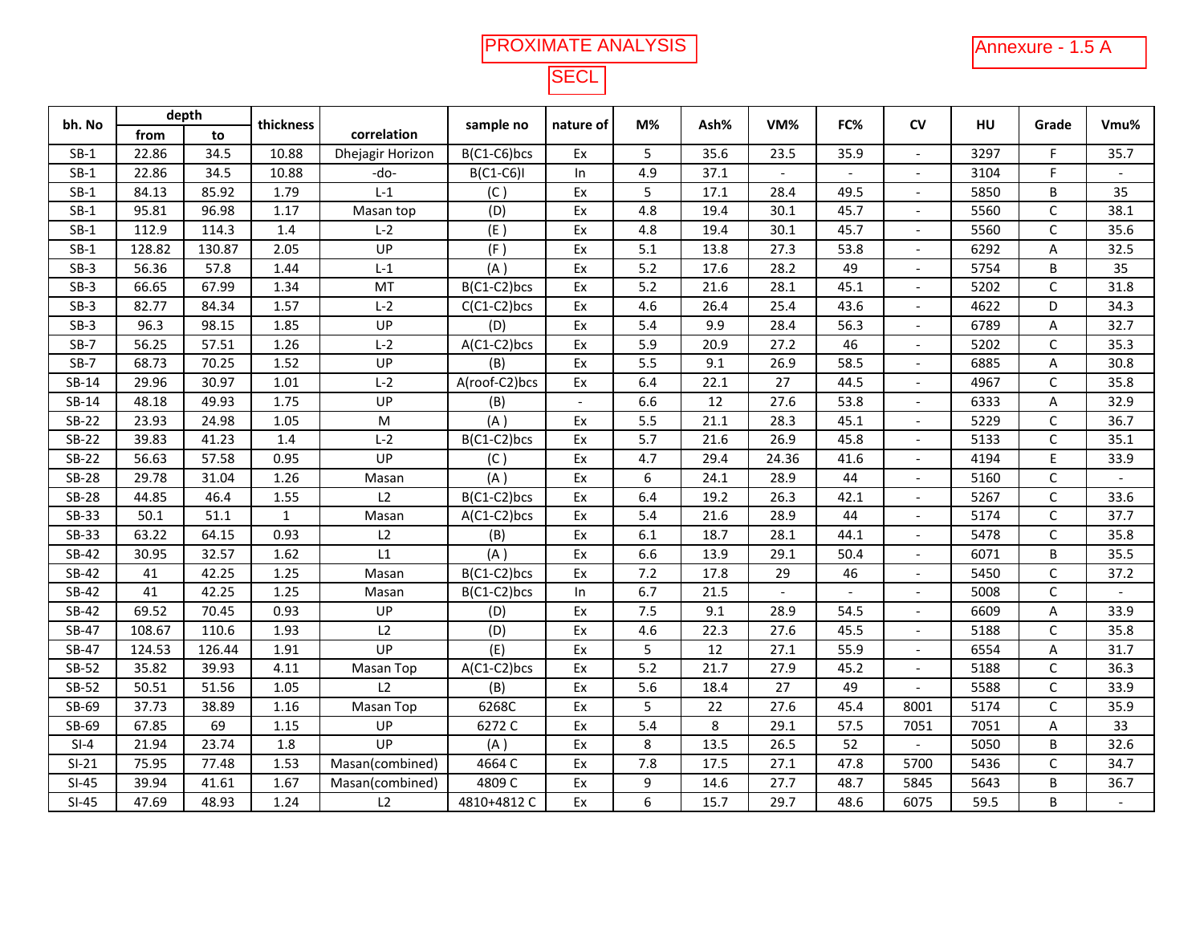PROXIMATE ANALYSIS

SECL

Annexure - 1.5 A

| bh. No | depth | | thickness | correlation | sample no | nature of | M% | Ash% | VM% | FC% | CV | HU | Grade | Vmu% |
|---|---|---|---|---|---|---|---|---|---|---|---|---|---|---|
| | from | to | | | | | | | | | | | | |
| SB-1 | 22.86 | 34.5 | 10.88 | Dhejagir Horizon | B(C1-C6)bcs | Ex | 5 | 35.6 | 23.5 | 35.9 | - | 3297 | F | 35.7 |
| SB-1 | 22.86 | 34.5 | 10.88 | -do- | B(C1-C6)I | In | 4.9 | 37.1 | - | - | - | 3104 | F | - |
| SB-1 | 84.13 | 85.92 | 1.79 | L-1 | (C ) | Ex | 5 | 17.1 | 28.4 | 49.5 | - | 5850 | B | 35 |
| SB-1 | 95.81 | 96.98 | 1.17 | Masan top | (D) | Ex | 4.8 | 19.4 | 30.1 | 45.7 | - | 5560 | C | 38.1 |
| SB-1 | 112.9 | 114.3 | 1.4 | L-2 | (E ) | Ex | 4.8 | 19.4 | 30.1 | 45.7 | - | 5560 | C | 35.6 |
| SB-1 | 128.82 | 130.87 | 2.05 | UP | (F ) | Ex | 5.1 | 13.8 | 27.3 | 53.8 | - | 6292 | A | 32.5 |
| SB-3 | 56.36 | 57.8 | 1.44 | L-1 | (A ) | Ex | 5.2 | 17.6 | 28.2 | 49 | - | 5754 | B | 35 |
| SB-3 | 66.65 | 67.99 | 1.34 | MT | B(C1-C2)bcs | Ex | 5.2 | 21.6 | 28.1 | 45.1 | - | 5202 | C | 31.8 |
| SB-3 | 82.77 | 84.34 | 1.57 | L-2 | C(C1-C2)bcs | Ex | 4.6 | 26.4 | 25.4 | 43.6 | - | 4622 | D | 34.3 |
| SB-3 | 96.3 | 98.15 | 1.85 | UP | (D) | Ex | 5.4 | 9.9 | 28.4 | 56.3 | - | 6789 | A | 32.7 |
| SB-7 | 56.25 | 57.51 | 1.26 | L-2 | A(C1-C2)bcs | Ex | 5.9 | 20.9 | 27.2 | 46 | - | 5202 | C | 35.3 |
| SB-7 | 68.73 | 70.25 | 1.52 | UP | (B) | Ex | 5.5 | 9.1 | 26.9 | 58.5 | - | 6885 | A | 30.8 |
| SB-14 | 29.96 | 30.97 | 1.01 | L-2 | A(roof-C2)bcs | Ex | 6.4 | 22.1 | 27 | 44.5 | - | 4967 | C | 35.8 |
| SB-14 | 48.18 | 49.93 | 1.75 | UP | (B) | - | 6.6 | 12 | 27.6 | 53.8 | - | 6333 | A | 32.9 |
| SB-22 | 23.93 | 24.98 | 1.05 | M | (A ) | Ex | 5.5 | 21.1 | 28.3 | 45.1 | - | 5229 | C | 36.7 |
| SB-22 | 39.83 | 41.23 | 1.4 | L-2 | B(C1-C2)bcs | Ex | 5.7 | 21.6 | 26.9 | 45.8 | - | 5133 | C | 35.1 |
| SB-22 | 56.63 | 57.58 | 0.95 | UP | (C ) | Ex | 4.7 | 29.4 | 24.36 | 41.6 | - | 4194 | E | 33.9 |
| SB-28 | 29.78 | 31.04 | 1.26 | Masan | (A ) | Ex | 6 | 24.1 | 28.9 | 44 | - | 5160 | C | - |
| SB-28 | 44.85 | 46.4 | 1.55 | L2 | B(C1-C2)bcs | Ex | 6.4 | 19.2 | 26.3 | 42.1 | - | 5267 | C | 33.6 |
| SB-33 | 50.1 | 51.1 | 1 | Masan | A(C1-C2)bcs | Ex | 5.4 | 21.6 | 28.9 | 44 | - | 5174 | C | 37.7 |
| SB-33 | 63.22 | 64.15 | 0.93 | L2 | (B) | Ex | 6.1 | 18.7 | 28.1 | 44.1 | - | 5478 | C | 35.8 |
| SB-42 | 30.95 | 32.57 | 1.62 | L1 | (A ) | Ex | 6.6 | 13.9 | 29.1 | 50.4 | - | 6071 | B | 35.5 |
| SB-42 | 41 | 42.25 | 1.25 | Masan | B(C1-C2)bcs | Ex | 7.2 | 17.8 | 29 | 46 | - | 5450 | C | 37.2 |
| SB-42 | 41 | 42.25 | 1.25 | Masan | B(C1-C2)bcs | In | 6.7 | 21.5 | - | - | - | 5008 | C | - |
| SB-42 | 69.52 | 70.45 | 0.93 | UP | (D) | Ex | 7.5 | 9.1 | 28.9 | 54.5 | - | 6609 | A | 33.9 |
| SB-47 | 108.67 | 110.6 | 1.93 | L2 | (D) | Ex | 4.6 | 22.3 | 27.6 | 45.5 | - | 5188 | C | 35.8 |
| SB-47 | 124.53 | 126.44 | 1.91 | UP | (E) | Ex | 5 | 12 | 27.1 | 55.9 | - | 6554 | A | 31.7 |
| SB-52 | 35.82 | 39.93 | 4.11 | Masan Top | A(C1-C2)bcs | Ex | 5.2 | 21.7 | 27.9 | 45.2 | - | 5188 | C | 36.3 |
| SB-52 | 50.51 | 51.56 | 1.05 | L2 | (B) | Ex | 5.6 | 18.4 | 27 | 49 | - | 5588 | C | 33.9 |
| SB-69 | 37.73 | 38.89 | 1.16 | Masan Top | 6268C | Ex | 5 | 22 | 27.6 | 45.4 | 8001 | 5174 | C | 35.9 |
| SB-69 | 67.85 | 69 | 1.15 | UP | 6272 C | Ex | 5.4 | 8 | 29.1 | 57.5 | 7051 | 7051 | A | 33 |
| SI-4 | 21.94 | 23.74 | 1.8 | UP | (A ) | Ex | 8 | 13.5 | 26.5 | 52 | - | 5050 | B | 32.6 |
| SI-21 | 75.95 | 77.48 | 1.53 | Masan(combined) | 4664 C | Ex | 7.8 | 17.5 | 27.1 | 47.8 | 5700 | 5436 | C | 34.7 |
| SI-45 | 39.94 | 41.61 | 1.67 | Masan(combined) | 4809 C | Ex | 9 | 14.6 | 27.7 | 48.7 | 5845 | 5643 | B | 36.7 |
| SI-45 | 47.69 | 48.93 | 1.24 | L2 | 4810+4812 C | Ex | 6 | 15.7 | 29.7 | 48.6 | 6075 | 59.5 | B | - |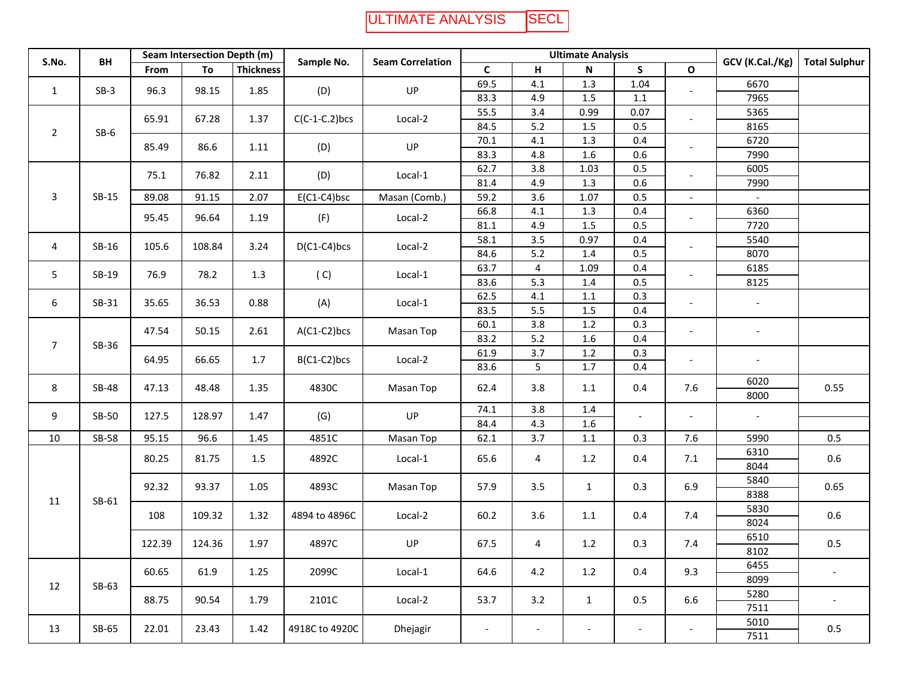# ULTIMATE ANALYSIS SECL

| S.No. | BH | Seam Intersection Depth (m) | | | Sample No. | Seam Correlation | Ultimate Analysis | | | | | GCV (K.Cal./Kg) | Total Sulphur |
|---|---|---|---|---|---|---|---|---|---|---|---|---|---|
| | | From | To | Thickness | | | C | H | N | S | O | | |
| 1 | SB-3 | 96.3 | 98.15 | 1.85 | (D) | UP | 69.5 | 4.1 | 1.3 | 1.04 | - | 6670 | |
| | | | | | | | 83.3 | 4.9 | 1.5 | 1.1 | | 7965 | |
| 2 | SB-6 | 65.91 | 67.28 | 1.37 | C(C-1-C.2)bcs | Local-2 | 55.5 | 3.4 | 0.99 | 0.07 | - | 5365 | |
| | | | | | | | 84.5 | 5.2 | 1.5 | 0.5 | | 8165 | |
| | | 85.49 | 86.6 | 1.11 | (D) | UP | 70.1 | 4.1 | 1.3 | 0.4 | - | 6720 | |
| | | | | | | | 83.3 | 4.8 | 1.6 | 0.6 | | 7990 | |
| 3 | SB-15 | 75.1 | 76.82 | 2.11 | (D) | Local-1 | 62.7 | 3.8 | 1.03 | 0.5 | - | 6005 | |
| | | | | | | | 81.4 | 4.9 | 1.3 | 0.6 | | 7990 | |
| | | 89.08 | 91.15 | 2.07 | E(C1-C4)bsc | Masan (Comb.) | 59.2 | 3.6 | 1.07 | 0.5 | - | - | |
| | | 95.45 | 96.64 | 1.19 | (F) | Local-2 | 66.8 | 4.1 | 1.3 | 0.4 | - | 6360 | |
| | | | | | | | 81.1 | 4.9 | 1.5 | 0.5 | | 7720 | |
| 4 | SB-16 | 105.6 | 108.84 | 3.24 | D(C1-C4)bcs | Local-2 | 58.1 | 3.5 | 0.97 | 0.4 | - | 5540 | |
| | | | | | | | 84.6 | 5.2 | 1.4 | 0.5 | | 8070 | |
| 5 | SB-19 | 76.9 | 78.2 | 1.3 | ( C) | Local-1 | 63.7 | 4 | 1.09 | 0.4 | - | 6185 | |
| | | | | | | | 83.6 | 5.3 | 1.4 | 0.5 | | 8125 | |
| 6 | SB-31 | 35.65 | 36.53 | 0.88 | (A) | Local-1 | 62.5 | 4.1 | 1.1 | 0.3 | - | - | |
| | | | | | | | 83.5 | 5.5 | 1.5 | 0.4 | | | |
| 7 | SB-36 | 47.54 | 50.15 | 2.61 | A(C1-C2)bcs | Masan Top | 60.1 | 3.8 | 1.2 | 0.3 | - | - | |
| | | | | | | | 83.2 | 5.2 | 1.6 | 0.4 | | | |
| | | 64.95 | 66.65 | 1.7 | B(C1-C2)bcs | Local-2 | 61.9 | 3.7 | 1.2 | 0.3 | - | - | |
| | | | | | | | 83.6 | 5 | 1.7 | 0.4 | | | |
| 8 | SB-48 | 47.13 | 48.48 | 1.35 | 4830C | Masan Top | 62.4 | 3.8 | 1.1 | 0.4 | 7.6 | 6020 | 0.55 |
| | | | | | | | | | | | | 8000 | |
| 9 | SB-50 | 127.5 | 128.97 | 1.47 | (G) | UP | 74.1 | 3.8 | 1.4 | - | - | - | |
| | | | | | | | 84.4 | 4.3 | 1.6 | | | | |
| 10 | SB-58 | 95.15 | 96.6 | 1.45 | 4851C | Masan Top | 62.1 | 3.7 | 1.1 | 0.3 | 7.6 | 5990 | 0.5 |
| 11 | SB-61 | 80.25 | 81.75 | 1.5 | 4892C | Local-1 | 65.6 | 4 | 1.2 | 0.4 | 7.1 | 6310 | 0.6 |
| | | | | | | | | | | | | 8044 | |
| | | 92.32 | 93.37 | 1.05 | 4893C | Masan Top | 57.9 | 3.5 | 1 | 0.3 | 6.9 | 5840 | 0.65 |
| | | | | | | | | | | | | 8388 | |
| | | 108 | 109.32 | 1.32 | 4894 to 4896C | Local-2 | 60.2 | 3.6 | 1.1 | 0.4 | 7.4 | 5830 | 0.6 |
| | | | | | | | | | | | | 8024 | |
| | | 122.39 | 124.36 | 1.97 | 4897C | UP | 67.5 | 4 | 1.2 | 0.3 | 7.4 | 6510 | 0.5 |
| | | | | | | | | | | | | 8102 | |
| 12 | SB-63 | 60.65 | 61.9 | 1.25 | 2099C | Local-1 | 64.6 | 4.2 | 1.2 | 0.4 | 9.3 | 6455 | - |
| | | | | | | | | | | | | 8099 | |
| | | 88.75 | 90.54 | 1.79 | 2101C | Local-2 | 53.7 | 3.2 | 1 | 0.5 | 6.6 | 5280 | - |
| | | | | | | | | | | | | 7511 | |
| 13 | SB-65 | 22.01 | 23.43 | 1.42 | 4918C to 4920C | Dhejagir | - | - | - | - | - | 5010 | 0.5 |
| | | | | | | | | | | | | 7511 | |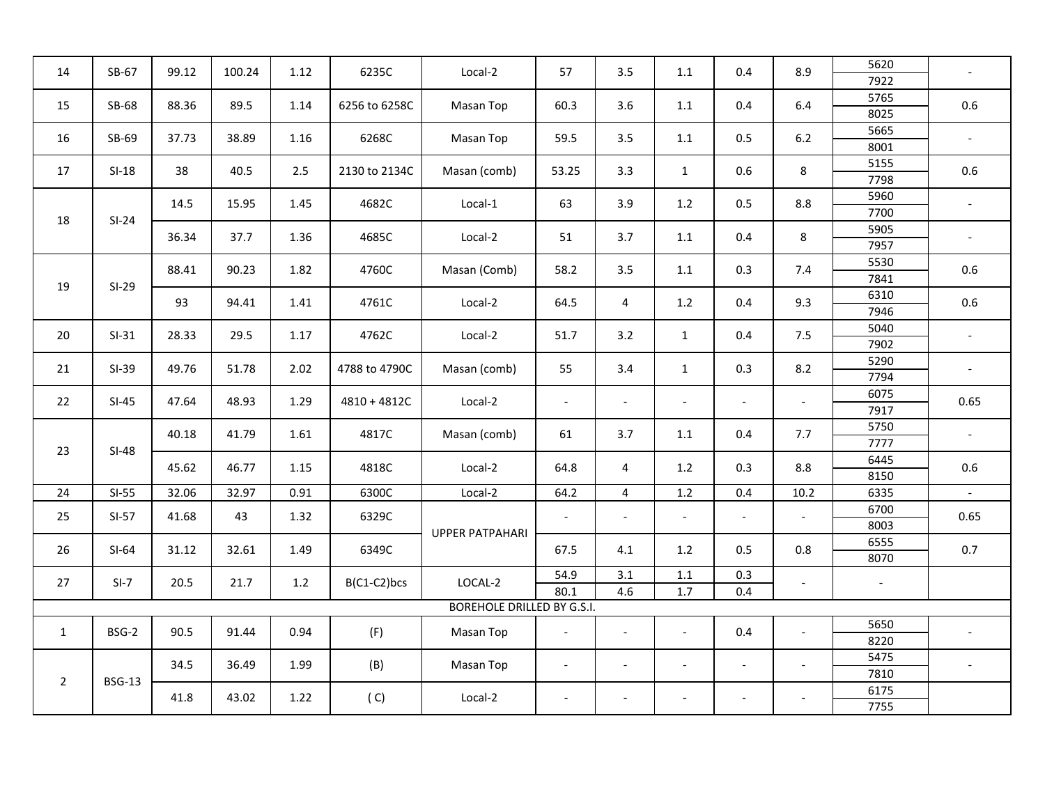| 14 | SB-67 | 99.12 | 100.24 | 1.12 | 6235C | Local-2 | 57 | 3.5 | 1.1 | 0.4 | 8.9 | 5620 | - |
|---|---|---|---|---|---|---|---|---|---|---|---|---|---|
| | | | | | | | | | | | | 7922 | |
| 15 | SB-68 | 88.36 | 89.5 | 1.14 | 6256 to 6258C | Masan Top | 60.3 | 3.6 | 1.1 | 0.4 | 6.4 | 5765 | 0.6 |
| | | | | | | | | | | | | 8025 | |
| 16 | SB-69 | 37.73 | 38.89 | 1.16 | 6268C | Masan Top | 59.5 | 3.5 | 1.1 | 0.5 | 6.2 | 5665 | - |
| | | | | | | | | | | | | 8001 | |
| 17 | SI-18 | 38 | 40.5 | 2.5 | 2130 to 2134C | Masan (comb) | 53.25 | 3.3 | 1 | 0.6 | 8 | 5155 | 0.6 |
| | | | | | | | | | | | | 7798 | |
| 18 | SI-24 | 14.5 | 15.95 | 1.45 | 4682C | Local-1 | 63 | 3.9 | 1.2 | 0.5 | 8.8 | 5960 | - |
| | | | | | | | | | | | | 7700 | |
| | | 36.34 | 37.7 | 1.36 | 4685C | Local-2 | 51 | 3.7 | 1.1 | 0.4 | 8 | 5905 | - |
| | | | | | | | | | | | | 7957 | |
| 19 | SI-29 | 88.41 | 90.23 | 1.82 | 4760C | Masan (Comb) | 58.2 | 3.5 | 1.1 | 0.3 | 7.4 | 5530 | 0.6 |
| | | | | | | | | | | | | 7841 | |
| | | 93 | 94.41 | 1.41 | 4761C | Local-2 | 64.5 | 4 | 1.2 | 0.4 | 9.3 | 6310 | 0.6 |
| | | | | | | | | | | | | 7946 | |
| 20 | SI-31 | 28.33 | 29.5 | 1.17 | 4762C | Local-2 | 51.7 | 3.2 | 1 | 0.4 | 7.5 | 5040 | - |
| | | | | | | | | | | | | 7902 | |
| 21 | SI-39 | 49.76 | 51.78 | 2.02 | 4788 to 4790C | Masan (comb) | 55 | 3.4 | 1 | 0.3 | 8.2 | 5290 | - |
| | | | | | | | | | | | | 7794 | |
| 22 | SI-45 | 47.64 | 48.93 | 1.29 | 4810 + 4812C | Local-2 | - | - | - | - | - | 6075 | 0.65 |
| | | | | | | | | | | | | 7917 | |
| 23 | SI-48 | 40.18 | 41.79 | 1.61 | 4817C | Masan (comb) | 61 | 3.7 | 1.1 | 0.4 | 7.7 | 5750 | - |
| | | | | | | | | | | | | 7777 | |
| | | 45.62 | 46.77 | 1.15 | 4818C | Local-2 | 64.8 | 4 | 1.2 | 0.3 | 8.8 | 6445 | 0.6 |
| | | | | | | | | | | | | 8150 | |
| 24 | SI-55 | 32.06 | 32.97 | 0.91 | 6300C | Local-2 | 64.2 | 4 | 1.2 | 0.4 | 10.2 | 6335 | - |
| 25 | SI-57 | 41.68 | 43 | 1.32 | 6329C | UPPER PATPAHARI | - | - | - | - | - | 6700 | 0.65 |
| | | | | | | | | | | | | 8003 | |
| 26 | SI-64 | 31.12 | 32.61 | 1.49 | 6349C | | 67.5 | 4.1 | 1.2 | 0.5 | 0.8 | 6555 | 0.7 |
| | | | | | | | | | | | | 8070 | |
| 27 | SI-7 | 20.5 | 21.7 | 1.2 | B(C1-C2)bcs | LOCAL-2 | 54.9 | 3.1 | 1.1 | 0.3 | - | - | |
| | | | | | | | 80.1 | 4.6 | 1.7 | 0.4 | | | |
| BOREHOLE DRILLED BY G.S.I. | | | | | | | | | | | | | |
| 1 | BSG-2 | 90.5 | 91.44 | 0.94 | (F) | Masan Top | - | - | - | 0.4 | - | 5650 | - |
| | | | | | | | | | | | | 8220 | |
| 2 | BSG-13 | 34.5 | 36.49 | 1.99 | (B) | Masan Top | - | - | - | - | - | 5475 | - |
| | | | | | | | | | | | | 7810 | |
| | | 41.8 | 43.02 | 1.22 | ( C) | Local-2 | - | - | - | - | - | 6175 | |
| | | | | | | | | | | | | 7755 | |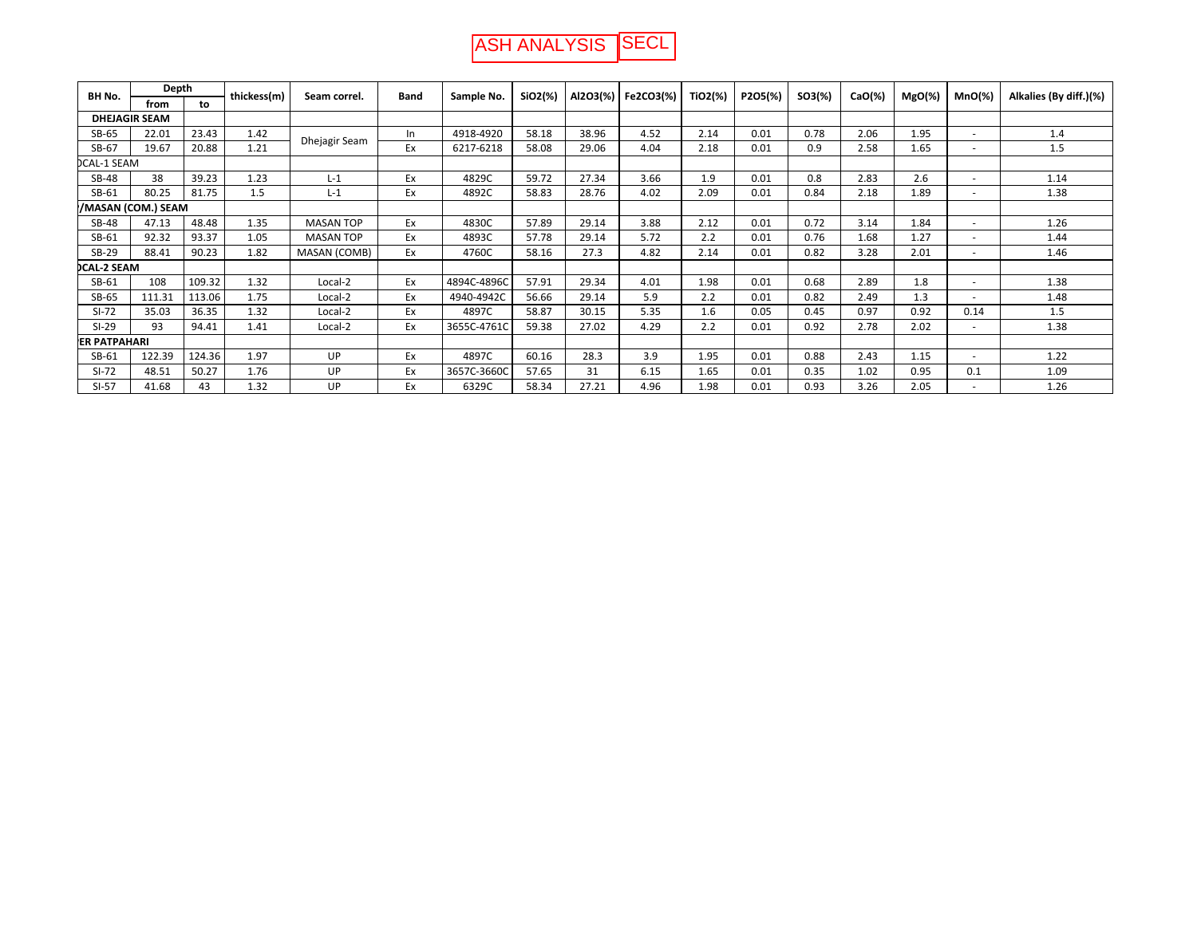# ASH ANALYSIS SECL

| BH No. | Depth | | thickess(m) | Seam correl. | Band | Sample No. | SiO2(%) | Al2O3(%) | Fe2CO3(%) | TiO2(%) | P2O5(%) | SO3(%) | CaO(%) | MgO(%) | MnO(%) | Alkalies (By diff.)(%) |
|---|---|---|---|---|---|---|---|---|---|---|---|---|---|---|---|---|
| | from | to | | | | | | | | | | | | | | |
| **DHEJAGIR SEAM** | | | | | | | | | | | | | | | | |
| SB-65 | 22.01 | 23.43 | 1.42 | Dhejagir Seam | In | 4918-4920 | 58.18 | 38.96 | 4.52 | 2.14 | 0.01 | 0.78 | 2.06 | 1.95 | - | 1.4 |
| SB-67 | 19.67 | 20.88 | 1.21 | | Ex | 6217-6218 | 58.08 | 29.06 | 4.04 | 2.18 | 0.01 | 0.9 | 2.58 | 1.65 | - | 1.5 |
| OCAL-1 SEAM | | | | | | | | | | | | | | | | |
| SB-48 | 38 | 39.23 | 1.23 | L-1 | Ex | 4829C | 59.72 | 27.34 | 3.66 | 1.9 | 0.01 | 0.8 | 2.83 | 2.6 | - | 1.14 |
| SB-61 | 80.25 | 81.75 | 1.5 | L-1 | Ex | 4892C | 58.83 | 28.76 | 4.02 | 2.09 | 0.01 | 0.84 | 2.18 | 1.89 | - | 1.38 |
| **/MASAN (COM.) SEAM** | | | | | | | | | | | | | | | | |
| SB-48 | 47.13 | 48.48 | 1.35 | MASAN TOP | Ex | 4830C | 57.89 | 29.14 | 3.88 | 2.12 | 0.01 | 0.72 | 3.14 | 1.84 | - | 1.26 |
| SB-61 | 92.32 | 93.37 | 1.05 | MASAN TOP | Ex | 4893C | 57.78 | 29.14 | 5.72 | 2.2 | 0.01 | 0.76 | 1.68 | 1.27 | - | 1.44 |
| SB-29 | 88.41 | 90.23 | 1.82 | MASAN (COMB) | Ex | 4760C | 58.16 | 27.3 | 4.82 | 2.14 | 0.01 | 0.82 | 3.28 | 2.01 | - | 1.46 |
| **OCAL-2 SEAM** | | | | | | | | | | | | | | | | |
| SB-61 | 108 | 109.32 | 1.32 | Local-2 | Ex | 4894C-4896C | 57.91 | 29.34 | 4.01 | 1.98 | 0.01 | 0.68 | 2.89 | 1.8 | - | 1.38 |
| SB-65 | 111.31 | 113.06 | 1.75 | Local-2 | Ex | 4940-4942C | 56.66 | 29.14 | 5.9 | 2.2 | 0.01 | 0.82 | 2.49 | 1.3 | - | 1.48 |
| SI-72 | 35.03 | 36.35 | 1.32 | Local-2 | Ex | 4897C | 58.87 | 30.15 | 5.35 | 1.6 | 0.05 | 0.45 | 0.97 | 0.92 | 0.14 | 1.5 |
| SI-29 | 93 | 94.41 | 1.41 | Local-2 | Ex | 3655C-4761C | 59.38 | 27.02 | 4.29 | 2.2 | 0.01 | 0.92 | 2.78 | 2.02 | - | 1.38 |
| **ER PATPAHARI** | | | | | | | | | | | | | | | | |
| SB-61 | 122.39 | 124.36 | 1.97 | UP | Ex | 4897C | 60.16 | 28.3 | 3.9 | 1.95 | 0.01 | 0.88 | 2.43 | 1.15 | - | 1.22 |
| SI-72 | 48.51 | 50.27 | 1.76 | UP | Ex | 3657C-3660C | 57.65 | 31 | 6.15 | 1.65 | 0.01 | 0.35 | 1.02 | 0.95 | 0.1 | 1.09 |
| SI-57 | 41.68 | 43 | 1.32 | UP | Ex | 6329C | 58.34 | 27.21 | 4.96 | 1.98 | 0.01 | 0.93 | 3.26 | 2.05 | - | 1.26 |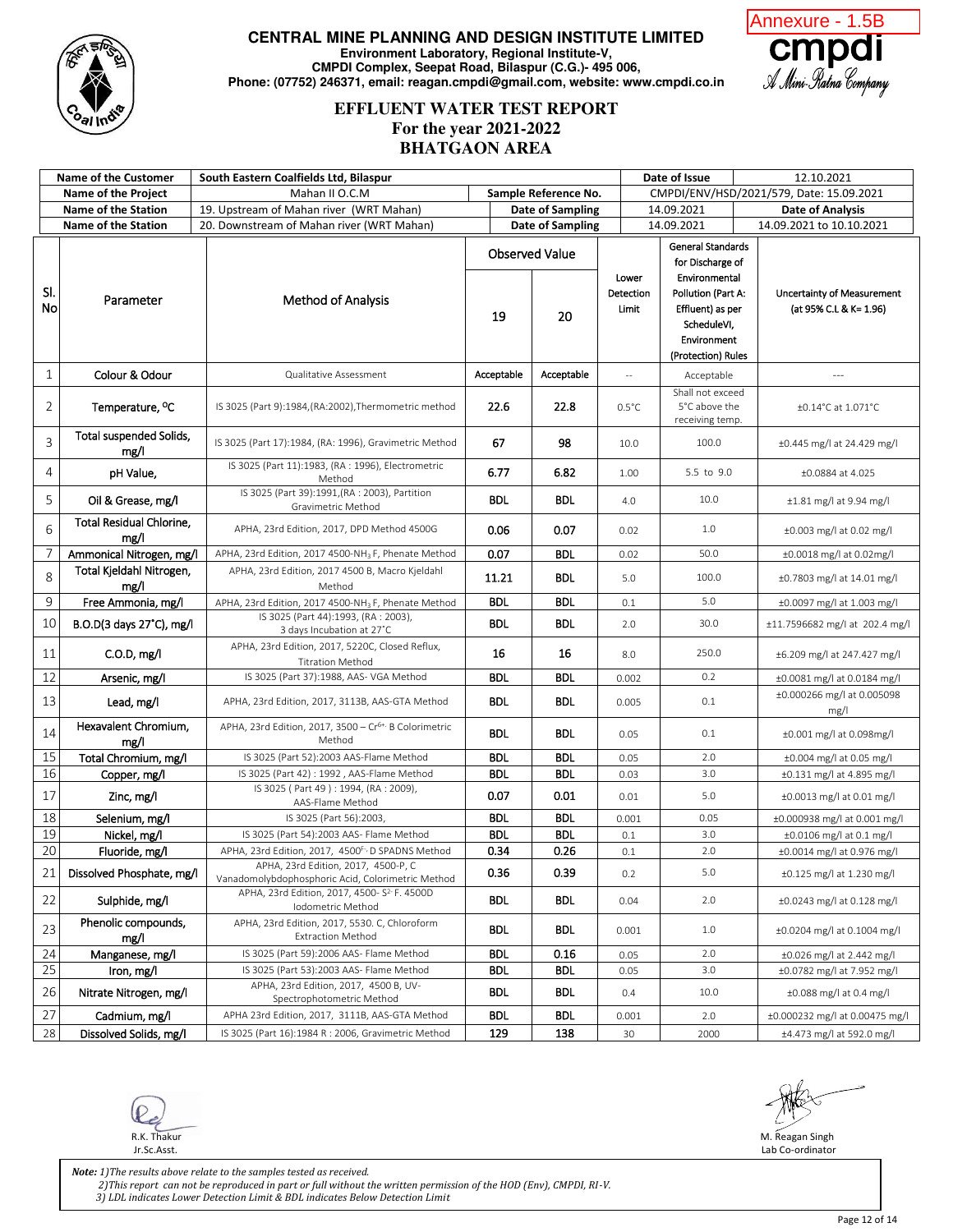Annexure - 1.5B

**CENTRAL MINE PLANNING AND DESIGN INSTITUTE LIMITED**
**Environment Laboratory, Regional Institute-V,**
**CMPDI Complex, Seepat Road, Bilaspur (C.G.)- 495 006,**
**Phone: (07752) 246371, email: reagan.cmpdi@gmail.com, website: www.cmpdi.co.in**

cmpdi
A Mini-Ratna Company

# EFFLUENT WATER TEST REPORT
## For the year 2021-2022
## BHATGAON AREA

| | | | |
|---|---|---|---|
| **Name of the Customer** | South Eastern Coalfields Ltd, Bilaspur | **Date of Issue** | 12.10.2021 |
| **Name of the Project** | Mahan II O.C.M | **Sample Reference No.** | CMPDI/ENV/HSD/2021/579, Date: 15.09.2021 |
| **Name of the Station** | 19. Upstream of Mahan river (WRT Mahan) | **Date of Sampling** | 14.09.2021 |
| **Name of the Station** | 20. Downstream of Mahan river (WRT Mahan) | **Date of Sampling** | 14.09.2021 |
| | | **Date of Analysis** | 14.09.2021 to 10.10.2021 |

| Sl. No | Parameter | Method of Analysis | Observed Value 19 | Observed Value 20 | Lower Detection Limit | General Standards for Discharge of Environmental Pollution (Part A: Effluent) as per ScheduleVI, Environment (Protection) Rules | Uncertainty of Measurement (at 95% C.L & K= 1.96) |
|---|---|---|---|---|---|---|---|
| 1 | Colour & Odour | Qualitative Assessment | Acceptable | Acceptable | -- | Acceptable | --- |
| 2 | Temperature, °C | IS 3025 (Part 9):1984,(RA:2002),Thermometric method | 22.6 | 22.8 | 0.5°C | Shall not exceed 5°C above the receiving temp. | ±0.14°C at 1.071°C |
| 3 | Total suspended Solids, mg/l | IS 3025 (Part 17):1984, (RA: 1996), Gravimetric Method | 67 | 98 | 10.0 | 100.0 | ±0.445 mg/l at 24.429 mg/l |
| 4 | pH Value, | IS 3025 (Part 11):1983, (RA : 1996), Electrometric Method | 6.77 | 6.82 | 1.00 | 5.5 to 9.0 | ±0.0884 at 4.025 |
| 5 | Oil & Grease, mg/l | IS 3025 (Part 39):1991,(RA : 2003), Partition Gravimetric Method | BDL | BDL | 4.0 | 10.0 | ±1.81 mg/l at 9.94 mg/l |
| 6 | Total Residual Chlorine, mg/l | APHA, 23rd Edition, 2017, DPD Method 4500G | 0.06 | 0.07 | 0.02 | 1.0 | ±0.003 mg/l at 0.02 mg/l |
| 7 | Ammonical Nitrogen, mg/l | APHA, 23rd Edition, 2017 4500-$NH_3$ F, Phenate Method | 0.07 | BDL | 0.02 | 50.0 | ±0.0018 mg/l at 0.02mg/l |
| 8 | Total Kjeldahl Nitrogen, mg/l | APHA, 23rd Edition, 2017 4500 B, Macro Kjeldahl Method | 11.21 | BDL | 5.0 | 100.0 | ±0.7803 mg/l at 14.01 mg/l |
| 9 | Free Ammonia, mg/l | APHA, 23rd Edition, 2017 4500-$NH_3$ F, Phenate Method | BDL | BDL | 0.1 | 5.0 | ±0.0097 mg/l at 1.003 mg/l |
| 10 | B.O.D(3 days 27°C), mg/l | IS 3025 (Part 44):1993, (RA : 2003), 3 days Incubation at 27°C | BDL | BDL | 2.0 | 30.0 | ±11.7596682 mg/l at 202.4 mg/l |
| 11 | C.O.D, mg/l | APHA, 23rd Edition, 2017, 5220C, Closed Reflux, Titration Method | 16 | 16 | 8.0 | 250.0 | ±6.209 mg/l at 247.427 mg/l |
| 12 | Arsenic, mg/l | IS 3025 (Part 37):1988, AAS- VGA Method | BDL | BDL | 0.002 | 0.2 | ±0.0081 mg/l at 0.0184 mg/l |
| 13 | Lead, mg/l | APHA, 23rd Edition, 2017, 3113B, AAS-GTA Method | BDL | BDL | 0.005 | 0.1 | ±0.000266 mg/l at 0.005098 mg/l |
| 14 | Hexavalent Chromium, mg/l | APHA, 23rd Edition, 2017, 3500 – $Cr^{6+}$ B Colorimetric Method | BDL | BDL | 0.05 | 0.1 | ±0.001 mg/l at 0.098mg/l |
| 15 | Total Chromium, mg/l | IS 3025 (Part 52):2003 AAS-Flame Method | BDL | BDL | 0.05 | 2.0 | ±0.004 mg/l at 0.05 mg/l |
| 16 | Copper, mg/l | IS 3025 (Part 42) : 1992 , AAS-Flame Method | BDL | BDL | 0.03 | 3.0 | ±0.131 mg/l at 4.895 mg/l |
| 17 | Zinc, mg/l | IS 3025 ( Part 49 ) : 1994, (RA : 2009), AAS-Flame Method | 0.07 | 0.01 | 0.01 | 5.0 | ±0.0013 mg/l at 0.01 mg/l |
| 18 | Selenium, mg/l | IS 3025 (Part 56):2003, | BDL | BDL | 0.001 | 0.05 | ±0.000938 mg/l at 0.001 mg/l |
| 19 | Nickel, mg/l | IS 3025 (Part 54):2003 AAS- Flame Method | BDL | BDL | 0.1 | 3.0 | ±0.0106 mg/l at 0.1 mg/l |
| 20 | Fluoride, mg/l | APHA, 23rd Edition, 2017, $4500^{F-}$ D SPADNS Method | 0.34 | 0.26 | 0.1 | 2.0 | ±0.0014 mg/l at 0.976 mg/l |
| 21 | Dissolved Phosphate, mg/l | APHA, 23rd Edition, 2017, 4500-P, C Vanadomolybdophosphoric Acid, Colorimetric Method | 0.36 | 0.39 | 0.2 | 5.0 | ±0.125 mg/l at 1.230 mg/l |
| 22 | Sulphide, mg/l | APHA, 23rd Edition, 2017, 4500- $S^{2-}$ F. 4500D Iodometric Method | BDL | BDL | 0.04 | 2.0 | ±0.0243 mg/l at 0.128 mg/l |
| 23 | Phenolic compounds, mg/l | APHA, 23rd Edition, 2017, 5530. C, Chloroform Extraction Method | BDL | BDL | 0.001 | 1.0 | ±0.0204 mg/l at 0.1004 mg/l |
| 24 | Manganese, mg/l | IS 3025 (Part 59):2006 AAS- Flame Method | BDL | 0.16 | 0.05 | 2.0 | ±0.026 mg/l at 2.442 mg/l |
| 25 | Iron, mg/l | IS 3025 (Part 53):2003 AAS- Flame Method | BDL | BDL | 0.05 | 3.0 | ±0.0782 mg/l at 7.952 mg/l |
| 26 | Nitrate Nitrogen, mg/l | APHA, 23rd Edition, 2017, 4500 B, UV-Spectrophotometric Method | BDL | BDL | 0.4 | 10.0 | ±0.088 mg/l at 0.4 mg/l |
| 27 | Cadmium, mg/l | APHA 23rd Edition, 2017, 3111B, AAS-GTA Method | BDL | BDL | 0.001 | 2.0 | ±0.000232 mg/l at 0.00475 mg/l |
| 28 | Dissolved Solids, mg/l | IS 3025 (Part 16):1984 R : 2006, Gravimetric Method | 129 | 138 | 30 | 2000 | ±4.473 mg/l at 592.0 mg/l |

R.K. Thakur
Jr.Sc.Asst.

M. Reagan Singh
Lab Co-ordinator

*Note: 1)The results above relate to the samples tested as received.*
*2)This report can not be reproduced in part or full without the written permission of the HOD (Env), CMPDI, RI-V.*
*3) LDL indicates Lower Detection Limit & BDL indicates Below Detection Limit*